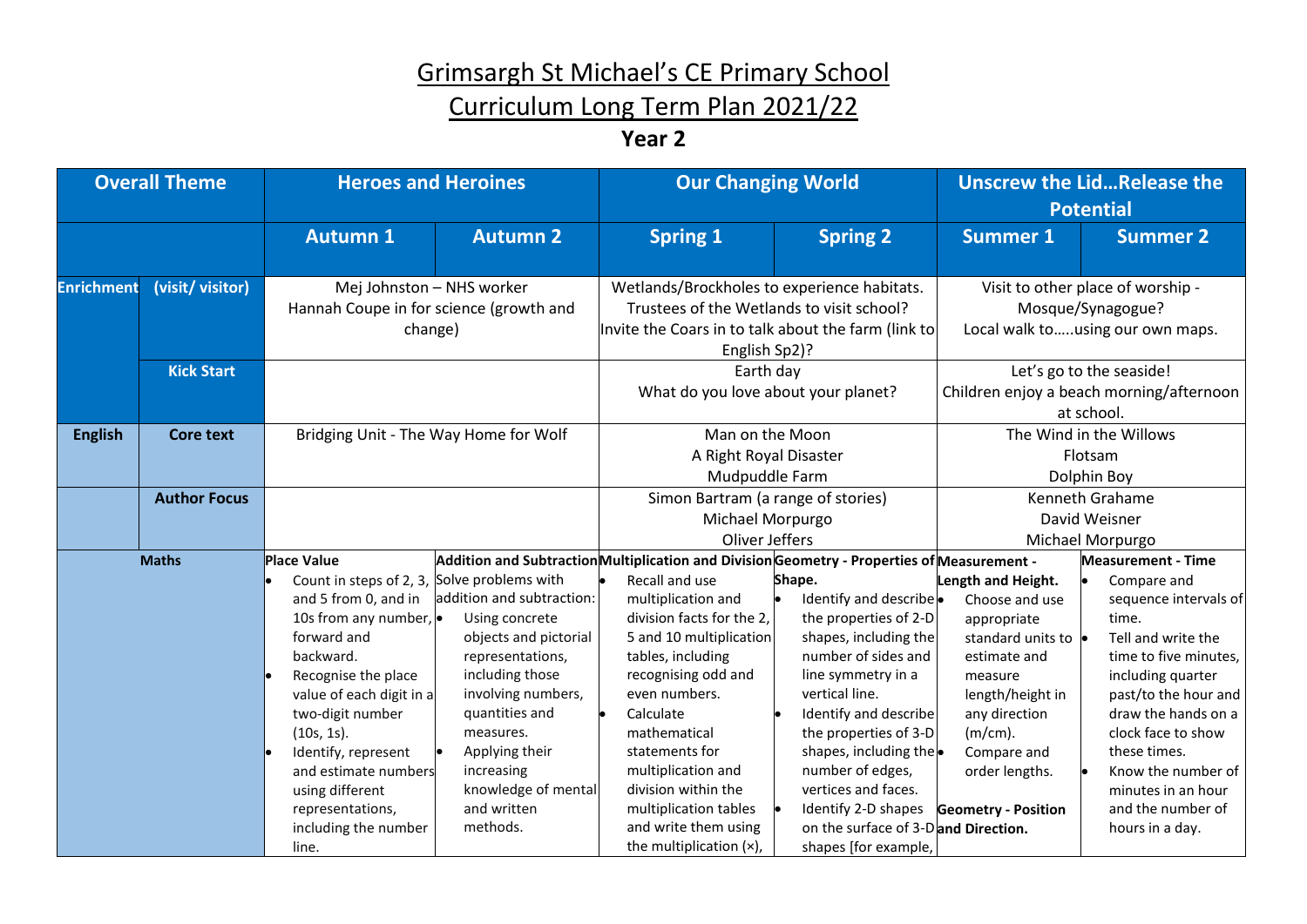# Grimsargh St Michael's CE Primary School

# Curriculum Long Term Plan 2021/22

## Year 2

| Overall Theme | | Heroes and Heroines | | Our Changing World | | Unscrew the Lid…Release the Potential | |
|---|---|---|---|---|---|---|---|
| | | **Autumn 1** | **Autumn 2** | **Spring 1** | **Spring 2** | **Summer 1** | **Summer 2** |
| **Enrichment** | **(visit/ visitor)** | Mej Johnston – NHS worker<br>Hannah Coupe in for science (growth and change) | | Wetlands/Brockholes to experience habitats.<br>Trustees of the Wetlands to visit school?<br>Invite the Coars in to talk about the farm (link to English Sp2)? | | Visit to other place of worship - Mosque/Synagogue?<br>Local walk to…..using our own maps. | |
| | **Kick Start** | | | Earth day<br>What do you love about your planet? | | Let's go to the seaside!<br>Children enjoy a beach morning/afternoon at school. | |
| **English** | **Core text** | Bridging Unit - The Way Home for Wolf | | Man on the Moon<br>A Right Royal Disaster<br>Mudpuddle Farm | | The Wind in the Willows<br>Flotsam<br>Dolphin Boy | |
| | **Author Focus** | | | Simon Bartram (a range of stories)<br>Michael Morpurgo<br>Oliver Jeffers | | Kenneth Grahame<br>David Weisner<br>Michael Morpurgo | |
| **Maths** | | **Place Value**<br>• Count in steps of 2, 3, and 5 from 0, and in 10s from any number, forward and backward.<br>• Recognise the place value of each digit in a two-digit number (10s, 1s).<br>• Identify, represent and estimate numbers using different representations, including the number line. | **Addition and Subtraction**<br>Solve problems with addition and subtraction:<br>• Using concrete objects and pictorial representations, including those involving numbers, quantities and measures.<br>• Applying their increasing knowledge of mental and written methods. | **Multiplication and Division**<br>• Recall and use multiplication and division facts for the 2, 5 and 10 multiplication tables, including recognising odd and even numbers.<br>• Calculate mathematical statements for multiplication and division within the multiplication tables and write them using the multiplication (×), | **Geometry - Properties of Shape.**<br>• Identify and describe the properties of 2-D shapes, including the number of sides and line symmetry in a vertical line.<br>• Identify and describe the properties of 3-D shapes, including the number of edges, vertices and faces.<br>• Identify 2-D shapes on the surface of 3-D shapes [for example, | **Measurement - Length and Height.**<br>• Choose and use appropriate standard units to estimate and measure length/height in any direction (m/cm).<br>• Compare and order lengths.<br><br>**Geometry - Position and Direction.** | **Measurement - Time**<br>• Compare and sequence intervals of time.<br>• Tell and write the time to five minutes, including quarter past/to the hour and draw the hands on a clock face to show these times.<br>• Know the number of minutes in an hour and the number of hours in a day. |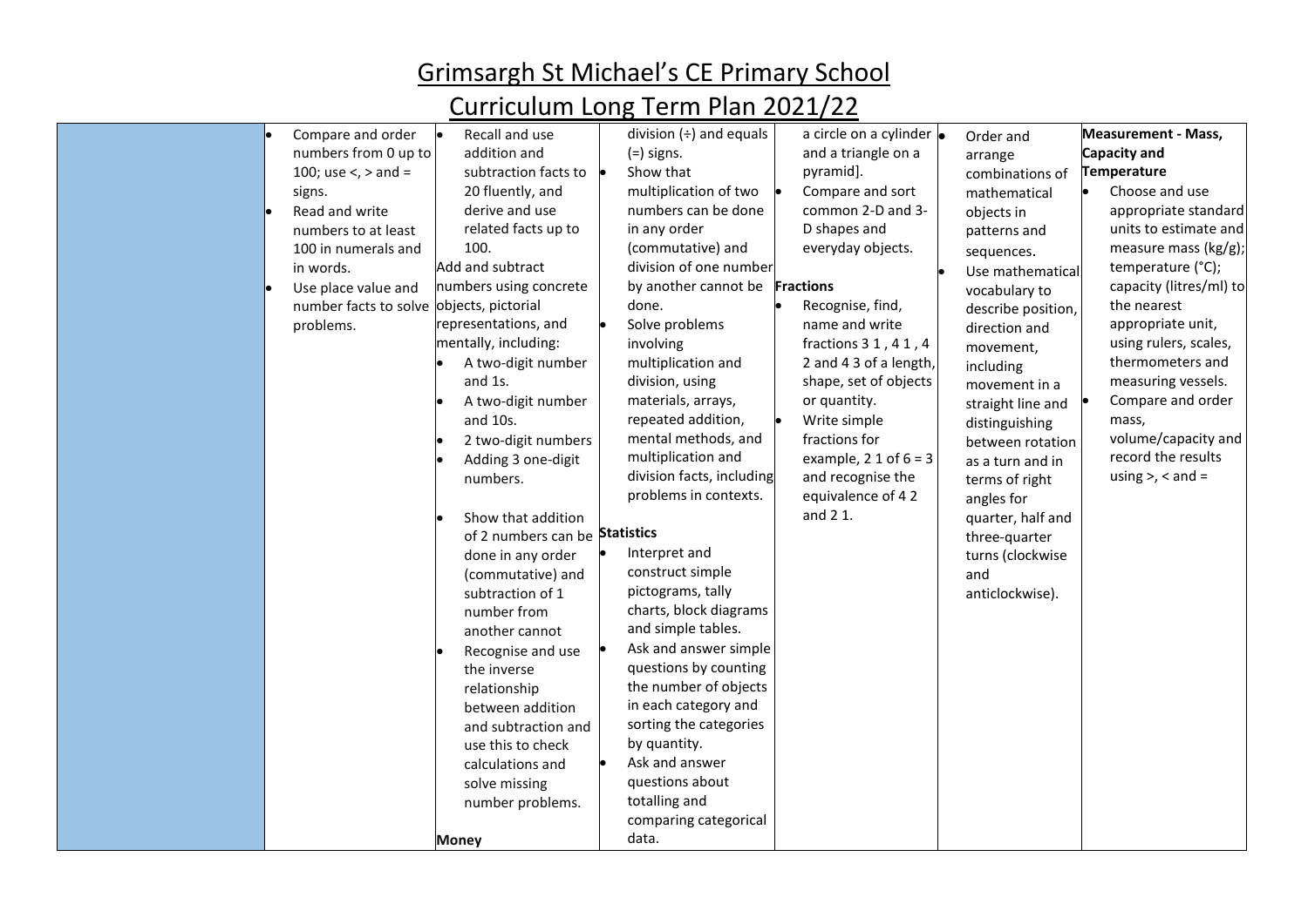# Grimsargh St Michael's CE Primary School

## Curriculum Long Term Plan 2021/22

| | | | | | | |
|---|---|---|---|---|---|---|
| | • Compare and order numbers from 0 up to 100; use <, > and = signs.<br>• Read and write numbers to at least 100 in numerals and in words.<br>• Use place value and number facts to solve problems. | • Recall and use addition and subtraction facts to 20 fluently, and derive and use related facts up to 100.<br>Add and subtract numbers using concrete objects, pictorial representations, and mentally, including:<br>• A two-digit number and 1s.<br>• A two-digit number and 10s.<br>• 2 two-digit numbers<br>• Adding 3 one-digit numbers.<br><br>• Show that addition of 2 numbers can be done in any order (commutative) and subtraction of 1 number from another cannot<br>• Recognise and use the inverse relationship between addition and subtraction and use this to check calculations and solve missing number problems.<br><br>**Money** | division (÷) and equals (=) signs.<br>• Show that multiplication of two numbers can be done in any order (commutative) and division of one number by another cannot be done.<br>• Solve problems involving multiplication and division, using materials, arrays, repeated addition, mental methods, and multiplication and division facts, including problems in contexts.<br><br>**Statistics**<br>• Interpret and construct simple pictograms, tally charts, block diagrams and simple tables.<br>• Ask and answer simple questions by counting the number of objects in each category and sorting the categories by quantity.<br>• Ask and answer questions about totalling and comparing categorical data. | a circle on a cylinder and a triangle on a pyramid].<br>• Compare and sort common 2-D and 3-D shapes and everyday objects.<br><br>**Fractions**<br>• Recognise, find, name and write fractions 3 1 , 4 1 , 4 2 and 4 3 of a length, shape, set of objects or quantity.<br>• Write simple fractions for example, 2 1 of 6 = 3 and recognise the equivalence of 4 2 and 2 1. | • Order and arrange combinations of mathematical objects in patterns and sequences.<br>• Use mathematical vocabulary to describe position, direction and movement, including movement in a straight line and distinguishing between rotation as a turn and in terms of right angles for quarter, half and three-quarter turns (clockwise and anticlockwise). | **Measurement - Mass, Capacity and Temperature**<br>• Choose and use appropriate standard units to estimate and measure mass (kg/g); temperature (°C); capacity (litres/ml) to the nearest appropriate unit, using rulers, scales, thermometers and measuring vessels.<br>• Compare and order mass, volume/capacity and record the results using >, < and = |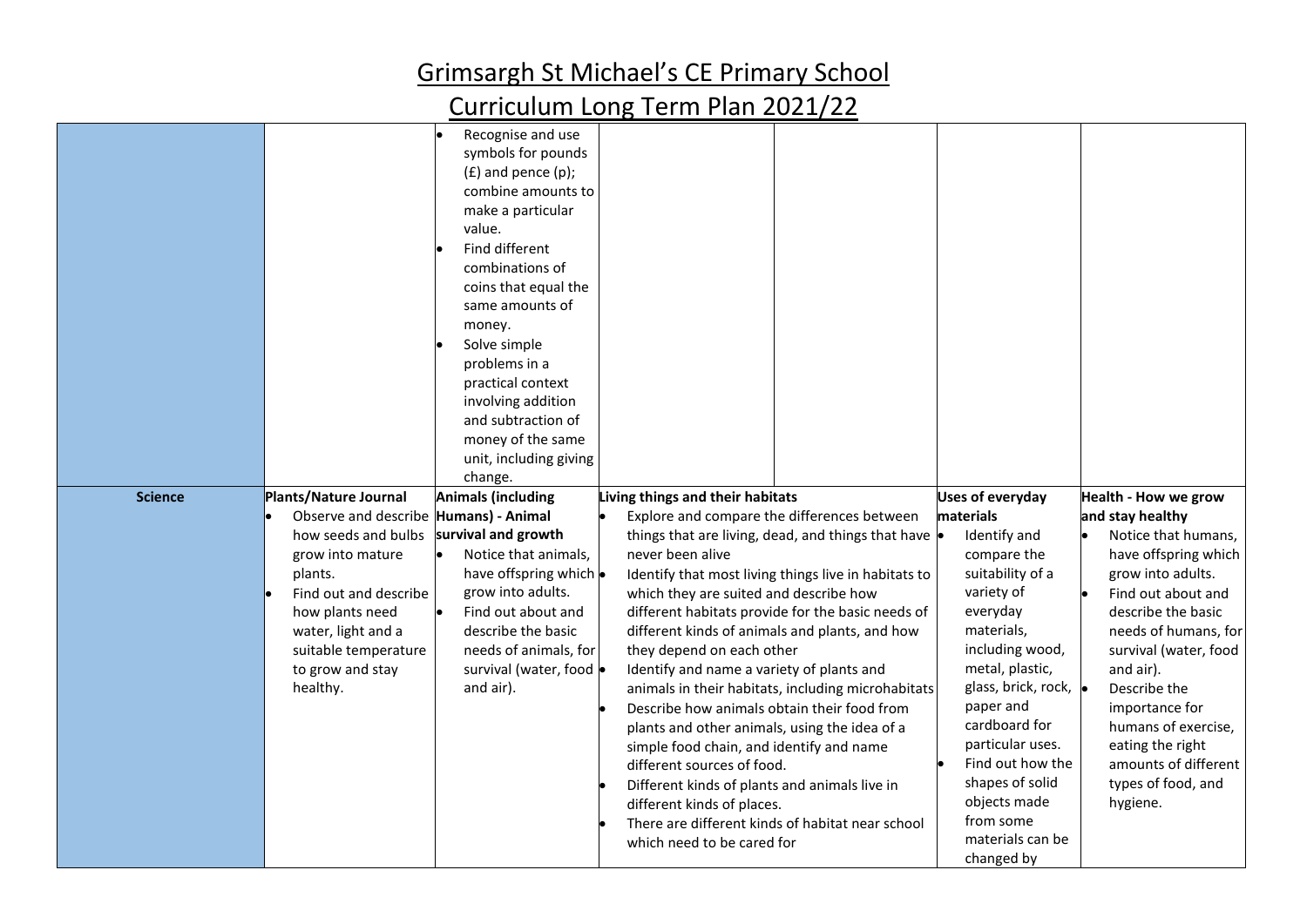# Grimsargh St Michael's CE Primary School

## Curriculum Long Term Plan 2021/22

| | | | | | | |
|---|---|---|---|---|---|---|
| | | • Recognise and use symbols for pounds (£) and pence (p); combine amounts to make a particular value.<br>• Find different combinations of coins that equal the same amounts of money.<br>• Solve simple problems in a practical context involving addition and subtraction of money of the same unit, including giving change. | | | | |
| **Science** | **Plants/Nature Journal**<br>• Observe and describe how seeds and bulbs grow into mature plants.<br>• Find out and describe how plants need water, light and a suitable temperature to grow and stay healthy. | **Animals (including Humans) - Animal survival and growth**<br>• Notice that animals, have offspring which grow into adults.<br>• Find out about and describe the basic needs of animals, for survival (water, food and air). | **Living things and their habitats**<br>• Explore and compare the differences between things that are living, dead, and things that have never been alive<br>• Identify that most living things live in habitats to which they are suited and describe how different habitats provide for the basic needs of different kinds of animals and plants, and how they depend on each other<br>• Identify and name a variety of plants and animals in their habitats, including microhabitats<br>• Describe how animals obtain their food from plants and other animals, using the idea of a simple food chain, and identify and name different sources of food.<br>• Different kinds of plants and animals live in different kinds of places.<br>• There are different kinds of habitat near school which need to be cared for | | **Uses of everyday materials**<br>• Identify and compare the suitability of a variety of everyday materials, including wood, metal, plastic, glass, brick, rock, paper and cardboard for particular uses.<br>• Find out how the shapes of solid objects made from some materials can be changed by | **Health - How we grow and stay healthy**<br>• Notice that humans, have offspring which grow into adults.<br>• Find out about and describe the basic needs of humans, for survival (water, food and air).<br>• Describe the importance for humans of exercise, eating the right amounts of different types of food, and hygiene. |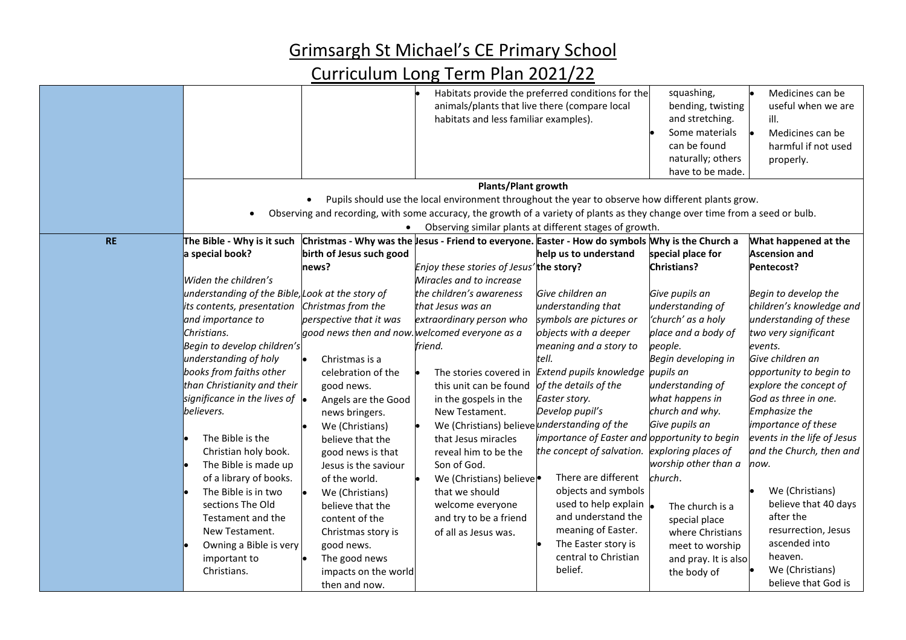# Grimsargh St Michael's CE Primary School

# Curriculum Long Term Plan 2021/22

| | | | | | | |
|---|---|---|---|---|---|---|
| | | | • Habitats provide the preferred conditions for the animals/plants that live there (compare local habitats and less familiar examples). | | squashing, bending, twisting and stretching.<br>• Some materials can be found naturally; others have to be made. | • Medicines can be useful when we are ill.<br>• Medicines can be harmful if not used properly. |
| | **Plants/Plant growth**<br>• Pupils should use the local environment throughout the year to observe how different plants grow.<br>• Observing and recording, with some accuracy, the growth of a variety of plants as they change over time from a seed or bulb.<br>• Observing similar plants at different stages of growth. | | | | | |
| **RE** | **The Bible - Why is it such a special book?**<br><br>*Widen the children's understanding of the Bible, its contents, presentation and importance to Christians.*<br>*Begin to develop children's understanding of holy books from faiths other than Christianity and their significance in the lives of believers.*<br><br>• The Bible is the Christian holy book.<br>• The Bible is made up of a library of books.<br>• The Bible is in two sections The Old Testament and the New Testament.<br>• Owning a Bible is very important to Christians. | **Christmas - Why was the birth of Jesus such good news?**<br><br>*Look at the story of Christmas from the perspective that it was good news then and now.*<br><br>• Christmas is a celebration of the good news.<br>• Angels are the Good news bringers.<br>• We (Christians) believe that the good news is that Jesus is the saviour of the world.<br>• We (Christians) believe that the content of the Christmas story is good news.<br>• The good news impacts on the world then and now. | **Jesus - Friend to everyone.**<br><br>*Enjoy these stories of Jesus' Miracles and to increase the children's awareness that Jesus was an extraordinary person who welcomed everyone as a friend.*<br><br>• The stories covered in this unit can be found in the gospels in the New Testament.<br>• We (Christians) believe that Jesus miracles reveal him to be the Son of God.<br>• We (Christians) believe that we should welcome everyone and try to be a friend of all as Jesus was. | **Easter - How do symbols help us to understand the story?**<br><br>*Give children an understanding that symbols are pictures or objects with a deeper meaning and a story to tell.*<br>*Extend pupils knowledge of the details of the Easter story.*<br>*Develop pupil's understanding of the importance of Easter and the concept of salvation.*<br><br>• There are different objects and symbols used to help explain and understand the meaning of Easter.<br>• The Easter story is central to Christian belief. | **Why is the Church a special place for Christians?**<br><br>*Give pupils an understanding of 'church' as a holy place and a body of people.*<br>*Begin developing in pupils an understanding of what happens in church and why.*<br>*Give pupils an opportunity to begin exploring places of worship other than a church.*<br><br>• The church is a special place where Christians meet to worship and pray. It is also the body of | **What happened at the Ascension and Pentecost?**<br><br>*Begin to develop the children's knowledge and understanding of these two very significant events.*<br>*Give children an opportunity to begin to explore the concept of God as three in one.*<br>*Emphasize the importance of these events in the life of Jesus and the Church, then and now.*<br><br>• We (Christians) believe that 40 days after the resurrection, Jesus ascended into heaven.<br>• We (Christians) believe that God is |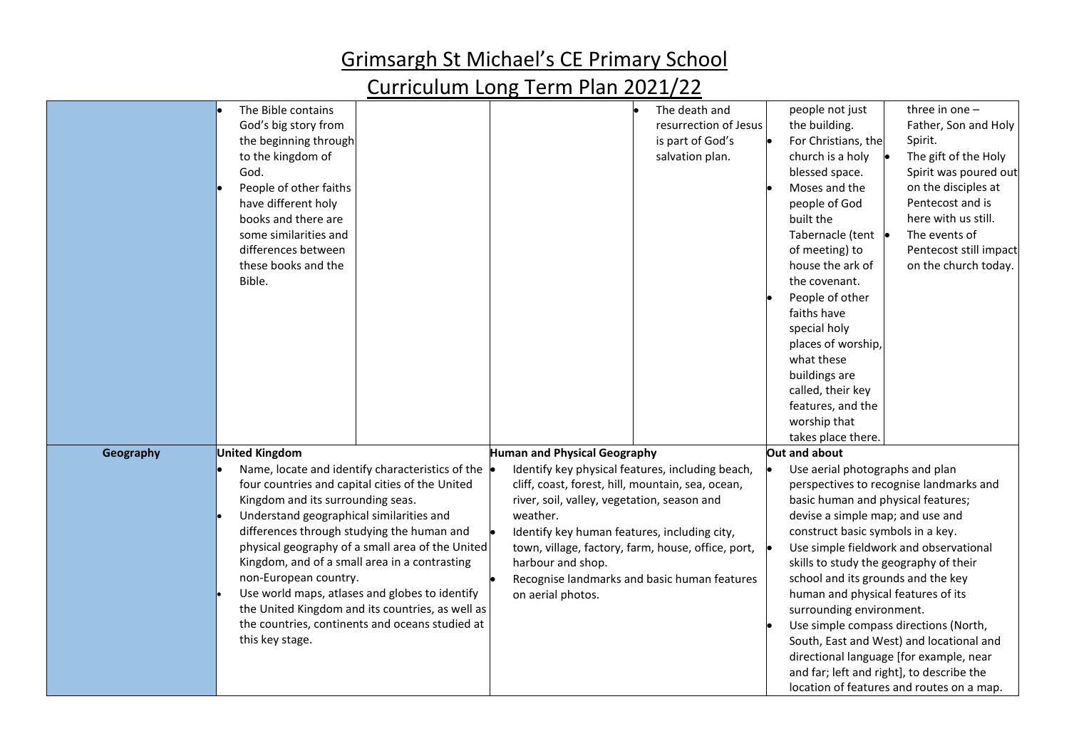# Grimsargh St Michael's CE Primary School

## Curriculum Long Term Plan 2021/22

| | | | | | | |
|---|---|---|---|---|---|---|
| | • The Bible contains God's big story from the beginning through to the kingdom of God.<br>• People of other faiths have different holy books and there are some similarities and differences between these books and the Bible. | | | • The death and resurrection of Jesus is part of God's salvation plan. | people not just the building.<br>• For Christians, the church is a holy blessed space.<br>• Moses and the people of God built the Tabernacle (tent of meeting) to house the ark of the covenant.<br>• People of other faiths have special holy places of worship, what these buildings are called, their key features, and the worship that takes place there. | three in one – Father, Son and Holy Spirit.<br>• The gift of the Holy Spirit was poured out on the disciples at Pentecost and is here with us still.<br>• The events of Pentecost still impact on the church today. |
| **Geography** | **United Kingdom**<br>• Name, locate and identify characteristics of the four countries and capital cities of the United Kingdom and its surrounding seas.<br>• Understand geographical similarities and differences through studying the human and physical geography of a small area of the United Kingdom, and of a small area in a contrasting non-European country.<br>• Use world maps, atlases and globes to identify the United Kingdom and its countries, as well as the countries, continents and oceans studied at this key stage. | | **Human and Physical Geography**<br>• Identify key physical features, including beach, cliff, coast, forest, hill, mountain, sea, ocean, river, soil, valley, vegetation, season and weather.<br>• Identify key human features, including city, town, village, factory, farm, house, office, port, harbour and shop.<br>• Recognise landmarks and basic human features on aerial photos. | | **Out and about**<br>• Use aerial photographs and plan perspectives to recognise landmarks and basic human and physical features; devise a simple map; and use and construct basic symbols in a key.<br>• Use simple fieldwork and observational skills to study the geography of their school and its grounds and the key human and physical features of its surrounding environment.<br>• Use simple compass directions (North, South, East and West) and locational and directional language [for example, near and far; left and right], to describe the location of features and routes on a map. | |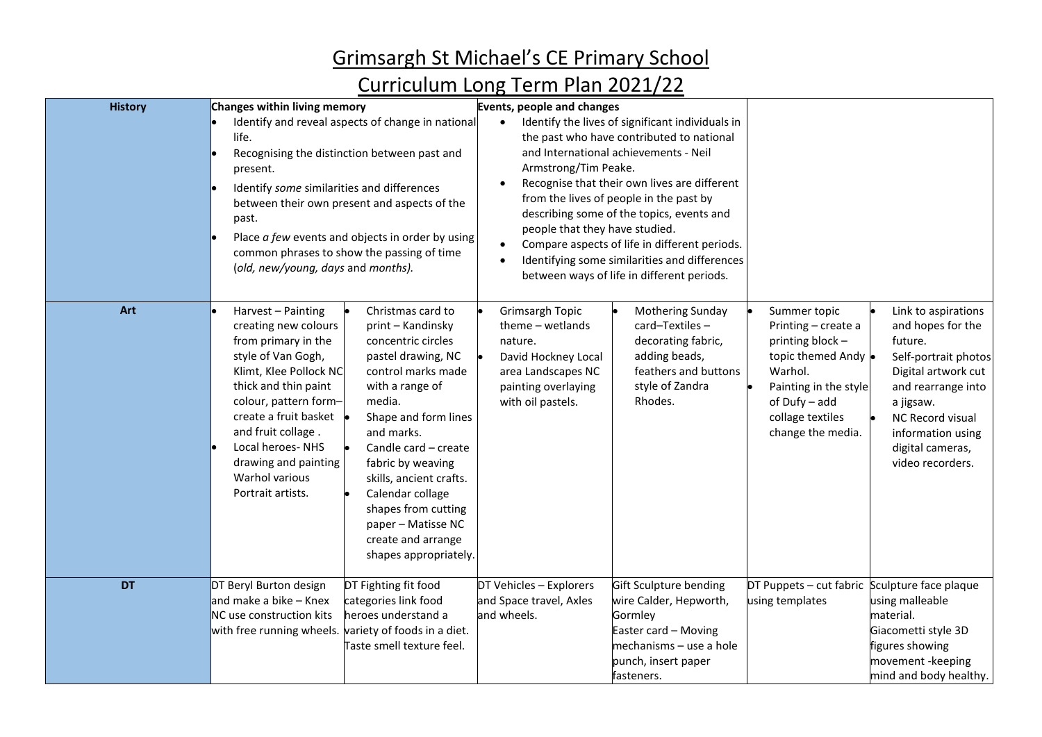# Grimsargh St Michael's CE Primary School

## Curriculum Long Term Plan 2021/22

| | | | | | | |
|---|---|---|---|---|---|---|
| **History** | **Changes within living memory**<br>• Identify and reveal aspects of change in national life.<br>• Recognising the distinction between past and present.<br>• Identify *some* similarities and differences between their own present and aspects of the past.<br>• Place *a few* events and objects in order by using common phrases to show the passing of time (*old, new/young, days* and *months).* | | **Events, people and changes**<br>• Identify the lives of significant individuals in the past who have contributed to national and International achievements - Neil Armstrong/Tim Peake.<br>• Recognise that their own lives are different from the lives of people in the past by describing some of the topics, events and people that they have studied.<br>• Compare aspects of life in different periods.<br>• Identifying some similarities and differences between ways of life in different periods. | | | |
| **Art** | • Harvest – Painting creating new colours from primary in the style of Van Gogh, Klimt, Klee Pollock NC thick and thin paint colour, pattern form–create a fruit basket and fruit collage .<br>• Local heroes- NHS drawing and painting Warhol various Portrait artists. | • Christmas card to print – Kandinsky concentric circles pastel drawing, NC control marks made with a range of media.<br>• Shape and form lines and marks.<br>• Candle card – create fabric by weaving skills, ancient crafts.<br>• Calendar collage shapes from cutting paper – Matisse NC create and arrange shapes appropriately. | • Grimsargh Topic theme – wetlands nature.<br>• David Hockney Local area Landscapes NC painting overlaying with oil pastels. | • Mothering Sunday card–Textiles – decorating fabric, adding beads, feathers and buttons style of Zandra Rhodes. | • Summer topic Printing – create a printing block – topic themed Andy Warhol.<br>• Painting in the style of Dufy – add collage textiles change the media. | • Link to aspirations and hopes for the future.<br>• Self-portrait photos Digital artwork cut and rearrange into a jigsaw.<br>• NC Record visual information using digital cameras, video recorders. |
| **DT** | DT Beryl Burton design and make a bike – Knex NC use construction kits with free running wheels. | DT Fighting fit food categories link food heroes understand a variety of foods in a diet. Taste smell texture feel. | DT Vehicles – Explorers and Space travel, Axles and wheels. | Gift Sculpture bending wire Calder, Hepworth, Gormley<br>Easter card – Moving mechanisms – use a hole punch, insert paper fasteners. | DT Puppets – cut fabric using templates | Sculpture face plaque using malleable material.<br>Giacometti style 3D figures showing movement -keeping mind and body healthy. |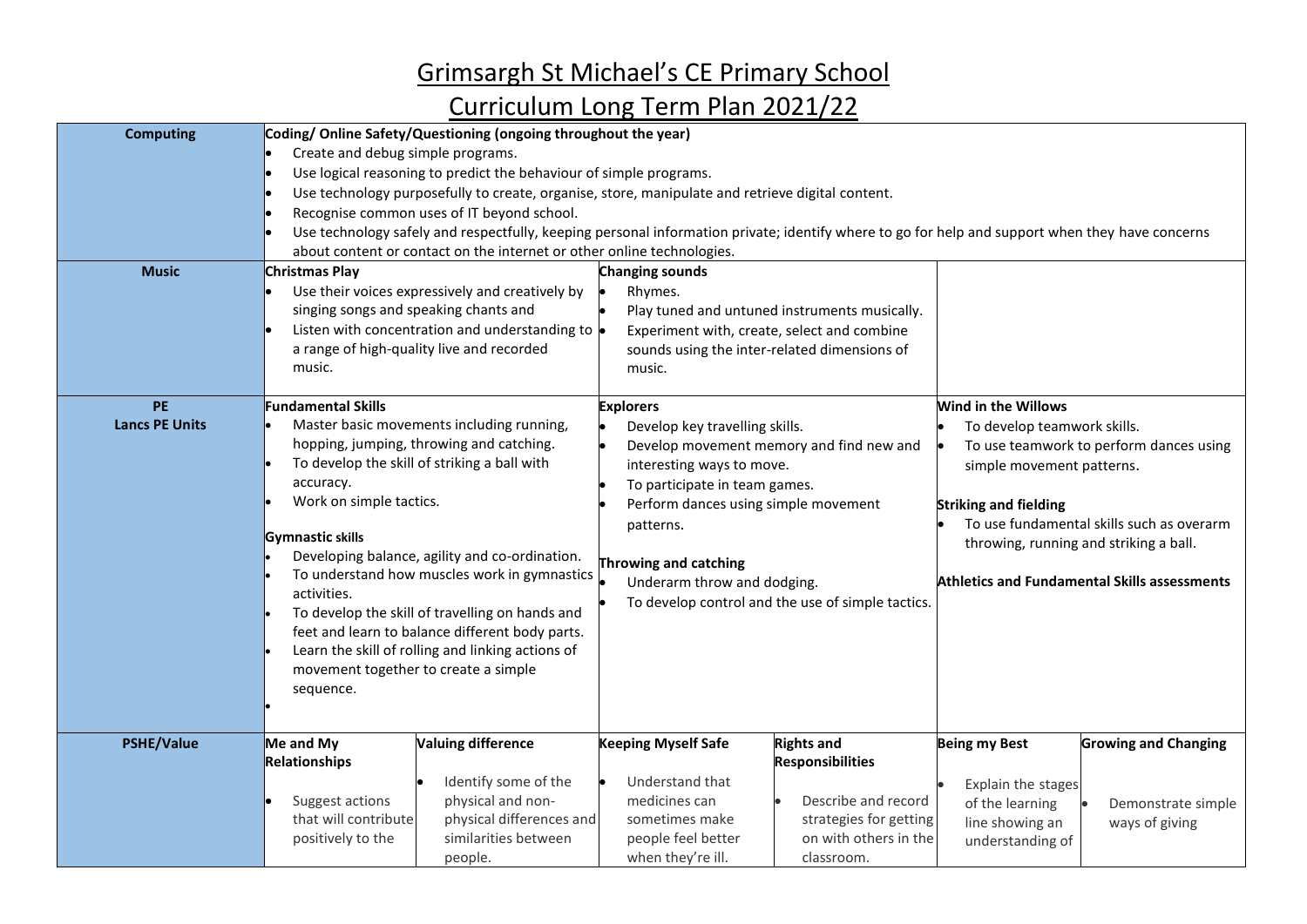# Grimsargh St Michael's CE Primary School

# Curriculum Long Term Plan 2021/22

| | | | | | | |
|---|---|---|---|---|---|---|
| **Computing** | **Coding/ Online Safety/Questioning (ongoing throughout the year)**<br>• Create and debug simple programs.<br>• Use logical reasoning to predict the behaviour of simple programs.<br>• Use technology purposefully to create, organise, store, manipulate and retrieve digital content.<br>• Recognise common uses of IT beyond school.<br>• Use technology safely and respectfully, keeping personal information private; identify where to go for help and support when they have concerns about content or contact on the internet or other online technologies. | | | | | |
| **Music** | **Christmas Play**<br>• Use their voices expressively and creatively by singing songs and speaking chants and<br>• Listen with concentration and understanding to a range of high-quality live and recorded music. | | **Changing sounds**<br>• Rhymes.<br>• Play tuned and untuned instruments musically.<br>• Experiment with, create, select and combine sounds using the inter-related dimensions of music. | | | |
| **PE**<br>**Lancs PE Units** | **Fundamental Skills**<br>• Master basic movements including running, hopping, jumping, throwing and catching.<br>• To develop the skill of striking a ball with accuracy.<br>• Work on simple tactics.<br><br>**Gymnastic skills**<br>• Developing balance, agility and co-ordination.<br>• To understand how muscles work in gymnastics activities.<br>• To develop the skill of travelling on hands and feet and learn to balance different body parts.<br>• Learn the skill of rolling and linking actions of movement together to create a simple sequence.<br>• | | **Explorers**<br>• Develop key travelling skills.<br>• Develop movement memory and find new and interesting ways to move.<br>• To participate in team games.<br>• Perform dances using simple movement patterns.<br><br>**Throwing and catching**<br>• Underarm throw and dodging.<br>• To develop control and the use of simple tactics. | | **Wind in the Willows**<br>• To develop teamwork skills.<br>• To use teamwork to perform dances using simple movement patterns.<br><br>**Striking and fielding**<br>• To use fundamental skills such as overarm throwing, running and striking a ball.<br><br>**Athletics and Fundamental Skills assessments** | |
| **PSHE/Value** | **Me and My Relationships**<br>• Suggest actions that will contribute positively to the | **Valuing difference**<br>• Identify some of the physical and non-physical differences and similarities between people. | **Keeping Myself Safe**<br>• Understand that medicines can sometimes make people feel better when they're ill. | **Rights and Responsibilities**<br>• Describe and record strategies for getting on with others in the classroom. | **Being my Best**<br>• Explain the stages of the learning line showing an understanding of | **Growing and Changing**<br>• Demonstrate simple ways of giving |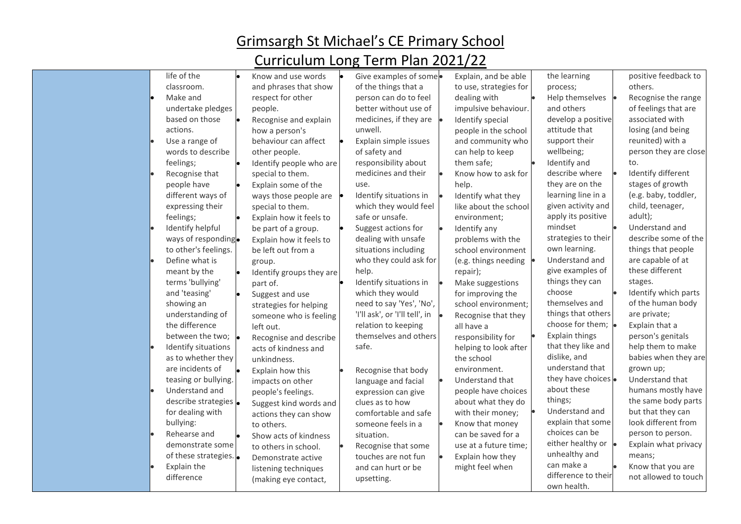# Grimsargh St Michael's CE Primary School

## Curriculum Long Term Plan 2021/22

| | | | | | | |
|---|---|---|---|---|---|---|
| | life of the classroom. <br>• Make and undertake pledges based on those actions. <br>• Use a range of words to describe feelings; <br>• Recognise that people have different ways of expressing their feelings; <br>• Identify helpful ways of responding to other's feelings. <br>• Define what is meant by the terms 'bullying' and 'teasing' showing an understanding of the difference between the two; <br>• Identify situations as to whether they are incidents of teasing or bullying. <br>• Understand and describe strategies for dealing with bullying: <br>• Rehearse and demonstrate some of these strategies. <br>• Explain the difference | • Know and use words and phrases that show respect for other people. <br>• Recognise and explain how a person's behaviour can affect other people. <br>• Identify people who are special to them. <br>• Explain some of the ways those people are special to them. <br>• Explain how it feels to be part of a group. <br>• Explain how it feels to be left out from a group. <br>• Identify groups they are part of. <br>• Suggest and use strategies for helping someone who is feeling left out. <br>• Recognise and describe acts of kindness and unkindness. <br>• Explain how this impacts on other people's feelings. <br>• Suggest kind words and actions they can show to others. <br>• Show acts of kindness to others in school. <br>• Demonstrate active listening techniques (making eye contact, | • Give examples of some of the things that a person can do to feel better without use of medicines, if they are unwell. <br>• Explain simple issues of safety and responsibility about medicines and their use. <br>• Identify situations in which they would feel safe or unsafe. <br>• Suggest actions for dealing with unsafe situations including who they could ask for help. <br>• Identify situations in which they would need to say 'Yes', 'No', 'I'll ask', or 'I'll tell', in relation to keeping themselves and others safe. <br><br>• Recognise that body language and facial expression can give clues as to how comfortable and safe someone feels in a situation. <br>• Recognise that some touches are not fun and can hurt or be upsetting. | • Explain, and be able to use, strategies for dealing with impulsive behaviour. <br>• Identify special people in the school and community who can help to keep them safe; <br>• Know how to ask for help. <br>• Identify what they like about the school environment; <br>• Identify any problems with the school environment (e.g. things needing repair); <br>• Make suggestions for improving the school environment; <br>• Recognise that they all have a responsibility for helping to look after the school environment. <br>• Understand that people have choices about what they do with their money; <br>• Know that money can be saved for a use at a future time; <br>• Explain how they might feel when | the learning process; <br>• Help themselves and others develop a positive attitude that support their wellbeing; <br>• Identify and describe where they are on the learning line in a given activity and apply its positive mindset strategies to their own learning. <br>• Understand and give examples of things they can choose themselves and things that others choose for them; <br>• Explain things that they like and dislike, and understand that they have choices about these things; <br>• Understand and explain that some choices can be either healthy or unhealthy and can make a difference to their own health. | positive feedback to others. <br>• Recognise the range of feelings that are associated with losing (and being reunited) with a person they are close to. <br>• Identify different stages of growth (e.g. baby, toddler, child, teenager, adult); <br>• Understand and describe some of the things that people are capable of at these different stages. <br>• Identify which parts of the human body are private; <br>• Explain that a person's genitals help them to make babies when they are grown up; <br>• Understand that humans mostly have the same body parts but that they can look different from person to person. <br>• Explain what privacy means; <br>• Know that you are not allowed to touch |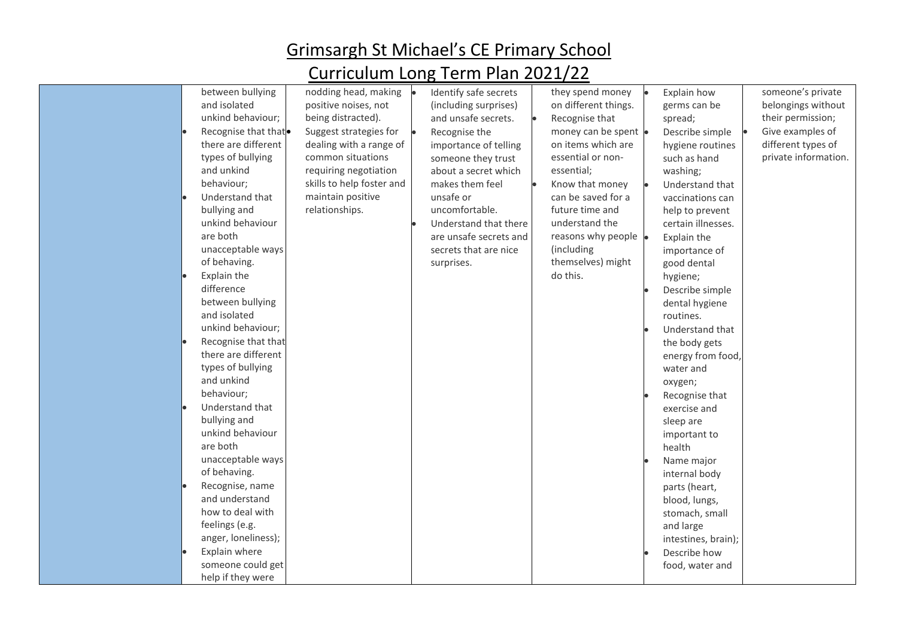# Grimsargh St Michael's CE Primary School

## Curriculum Long Term Plan 2021/22

| | | | | | | |
|---|---|---|---|---|---|---|
| | between bullying and isolated unkind behaviour;<br>• Recognise that that there are different types of bullying and unkind behaviour;<br>• Understand that bullying and unkind behaviour are both unacceptable ways of behaving.<br>• Explain the difference between bullying and isolated unkind behaviour;<br>• Recognise that that there are different types of bullying and unkind behaviour;<br>• Understand that bullying and unkind behaviour are both unacceptable ways of behaving.<br>• Recognise, name and understand how to deal with feelings (e.g. anger, loneliness);<br>• Explain where someone could get help if they were | nodding head, making positive noises, not being distracted).<br>• Suggest strategies for dealing with a range of common situations requiring negotiation skills to help foster and maintain positive relationships. | • Identify safe secrets (including surprises) and unsafe secrets.<br>• Recognise the importance of telling someone they trust about a secret which makes them feel unsafe or uncomfortable.<br>• Understand that there are unsafe secrets and secrets that are nice surprises. | they spend money on different things.<br>• Recognise that money can be spent on items which are essential or non-essential;<br>• Know that money can be saved for a future time and understand the reasons why people (including themselves) might do this. | • Explain how germs can be spread;<br>• Describe simple hygiene routines such as hand washing;<br>• Understand that vaccinations can help to prevent certain illnesses.<br>• Explain the importance of good dental hygiene;<br>• Describe simple dental hygiene routines.<br>• Understand that the body gets energy from food, water and oxygen;<br>• Recognise that exercise and sleep are important to health<br>• Name major internal body parts (heart, blood, lungs, stomach, small and large intestines, brain);<br>• Describe how food, water and | someone's private belongings without their permission;<br>• Give examples of different types of private information. |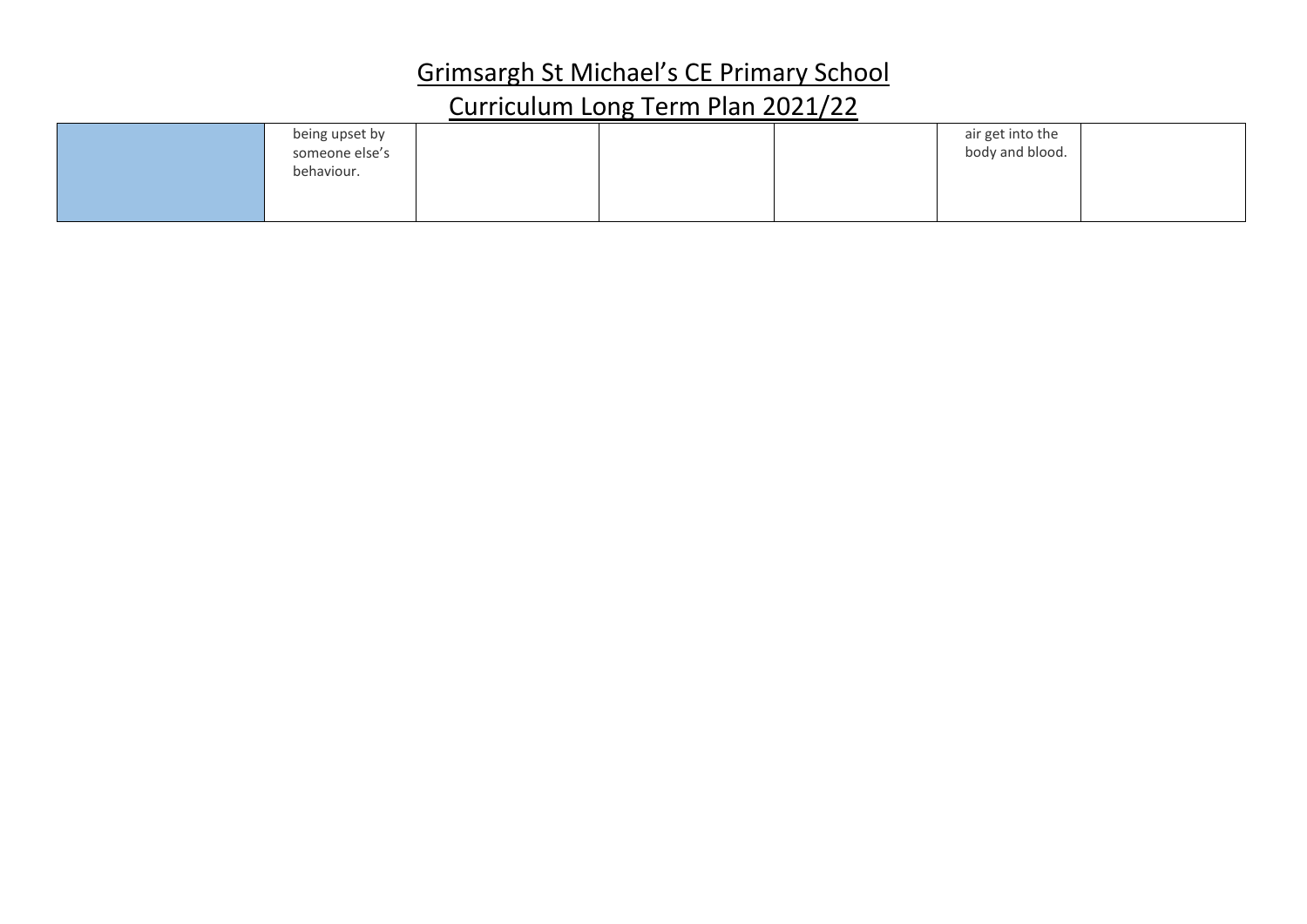| | | | | | | |
|---|---|---|---|---|---|---|
| | being upset by someone else's behaviour. | | | | air get into the body and blood. | |